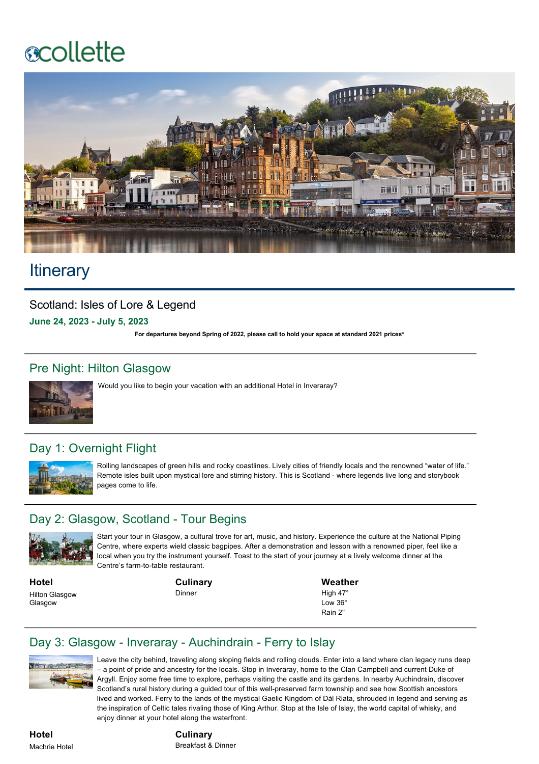collette

# Itinerary

## Scotland: Isles of Lore & Legend

**June 24, 2023 - July 5, 2023**

**For departures beyond Spring of 2022, please call to hold your space at standard 2021 prices***

## Pre Night: Hilton Glasgow

Would you like to begin your vacation with an additional Hotel in Inveraray?

## Day 1: Overnight Flight

Rolling landscapes of green hills and rocky coastlines. Lively cities of friendly locals and the renowned "water of life." Remote isles built upon mystical lore and stirring history. This is Scotland - where legends live long and storybook pages come to life.

## Day 2: Glasgow, Scotland - Tour Begins

Start your tour in Glasgow, a cultural trove for art, music, and history. Experience the culture at the National Piping Centre, where experts wield classic bagpipes. After a demonstration and lesson with a renowned piper, feel like a local when you try the instrument yourself. Toast to the start of your journey at a lively welcome dinner at the Centre's farm-to-table restaurant.

**Hotel**
Hilton Glasgow
Glasgow

**Culinary**
Dinner

**Weather**
High 47°
Low 36°
Rain 2"

## Day 3: Glasgow - Inveraray - Auchindrain - Ferry to Islay

Leave the city behind, traveling along sloping fields and rolling clouds. Enter into a land where clan legacy runs deep – a point of pride and ancestry for the locals. Stop in Inveraray, home to the Clan Campbell and current Duke of Argyll. Enjoy some free time to explore, perhaps visiting the castle and its gardens. In nearby Auchindrain, discover Scotland's rural history during a guided tour of this well-preserved farm township and see how Scottish ancestors lived and worked. Ferry to the lands of the mystical Gaelic Kingdom of Dál Riata, shrouded in legend and serving as the inspiration of Celtic tales rivaling those of King Arthur. Stop at the Isle of Islay, the world capital of whisky, and enjoy dinner at your hotel along the waterfront.

**Hotel**
Machrie Hotel

**Culinary**
Breakfast & Dinner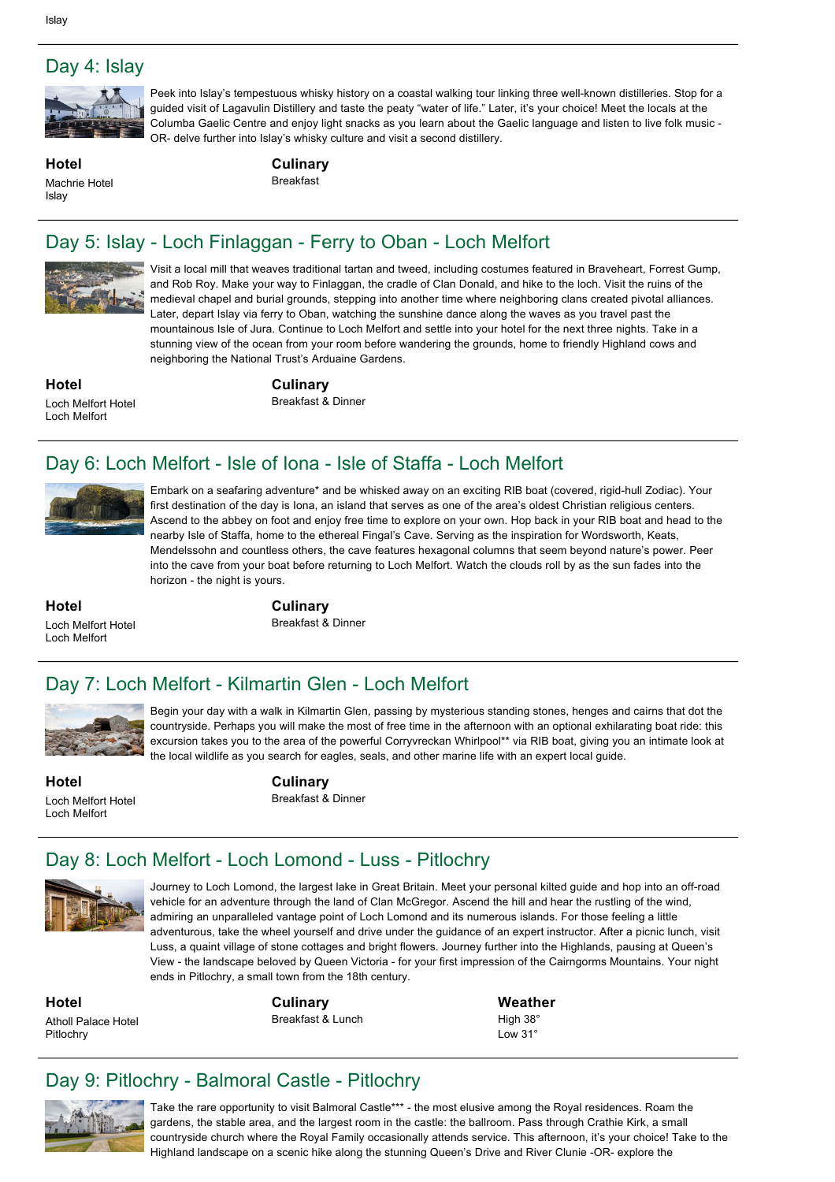## Day 4: Islay

Peek into Islay's tempestuous whisky history on a coastal walking tour linking three well-known distilleries. Stop for a guided visit of Lagavulin Distillery and taste the peaty "water of life." Later, it's your choice! Meet the locals at the Columba Gaelic Centre and enjoy light snacks as you learn about the Gaelic language and listen to live folk music -OR- delve further into Islay's whisky culture and visit a second distillery.

**Hotel**
Machrie Hotel
Islay

**Culinary**
Breakfast

## Day 5: Islay - Loch Finlaggan - Ferry to Oban - Loch Melfort

Visit a local mill that weaves traditional tartan and tweed, including costumes featured in Braveheart, Forrest Gump, and Rob Roy. Make your way to Finlaggan, the cradle of Clan Donald, and hike to the loch. Visit the ruins of the medieval chapel and burial grounds, stepping into another time where neighboring clans created pivotal alliances. Later, depart Islay via ferry to Oban, watching the sunshine dance along the waves as you travel past the mountainous Isle of Jura. Continue to Loch Melfort and settle into your hotel for the next three nights. Take in a stunning view of the ocean from your room before wandering the grounds, home to friendly Highland cows and neighboring the National Trust's Arduaine Gardens.

**Hotel**
Loch Melfort Hotel
Loch Melfort

**Culinary**
Breakfast & Dinner

## Day 6: Loch Melfort - Isle of Iona - Isle of Staffa - Loch Melfort

Embark on a seafaring adventure* and be whisked away on an exciting RIB boat (covered, rigid-hull Zodiac). Your first destination of the day is Iona, an island that serves as one of the area's oldest Christian religious centers. Ascend to the abbey on foot and enjoy free time to explore on your own. Hop back in your RIB boat and head to the nearby Isle of Staffa, home to the ethereal Fingal's Cave. Serving as the inspiration for Wordsworth, Keats, Mendelssohn and countless others, the cave features hexagonal columns that seem beyond nature's power. Peer into the cave from your boat before returning to Loch Melfort. Watch the clouds roll by as the sun fades into the horizon - the night is yours.

**Hotel**
Loch Melfort Hotel
Loch Melfort

**Culinary**
Breakfast & Dinner

## Day 7: Loch Melfort - Kilmartin Glen - Loch Melfort

Begin your day with a walk in Kilmartin Glen, passing by mysterious standing stones, henges and cairns that dot the countryside. Perhaps you will make the most of free time in the afternoon with an optional exhilarating boat ride: this excursion takes you to the area of the powerful Corryvreckan Whirlpool** via RIB boat, giving you an intimate look at the local wildlife as you search for eagles, seals, and other marine life with an expert local guide.

**Hotel**
Loch Melfort Hotel
Loch Melfort

**Culinary**
Breakfast & Dinner

## Day 8: Loch Melfort - Loch Lomond - Luss - Pitlochry

Journey to Loch Lomond, the largest lake in Great Britain. Meet your personal kilted guide and hop into an off-road vehicle for an adventure through the land of Clan McGregor. Ascend the hill and hear the rustling of the wind, admiring an unparalleled vantage point of Loch Lomond and its numerous islands. For those feeling a little adventurous, take the wheel yourself and drive under the guidance of an expert instructor. After a picnic lunch, visit Luss, a quaint village of stone cottages and bright flowers. Journey further into the Highlands, pausing at Queen's View - the landscape beloved by Queen Victoria - for your first impression of the Cairngorms Mountains. Your night ends in Pitlochry, a small town from the 18th century.

**Hotel**
Atholl Palace Hotel
Pitlochry

**Culinary**
Breakfast & Lunch

**Weather**
High 38°
Low 31°

## Day 9: Pitlochry - Balmoral Castle - Pitlochry

Take the rare opportunity to visit Balmoral Castle*** - the most elusive among the Royal residences. Roam the gardens, the stable area, and the largest room in the castle: the ballroom. Pass through Crathie Kirk, a small countryside church where the Royal Family occasionally attends service. This afternoon, it's your choice! Take to the Highland landscape on a scenic hike along the stunning Queen's Drive and River Clunie -OR- explore the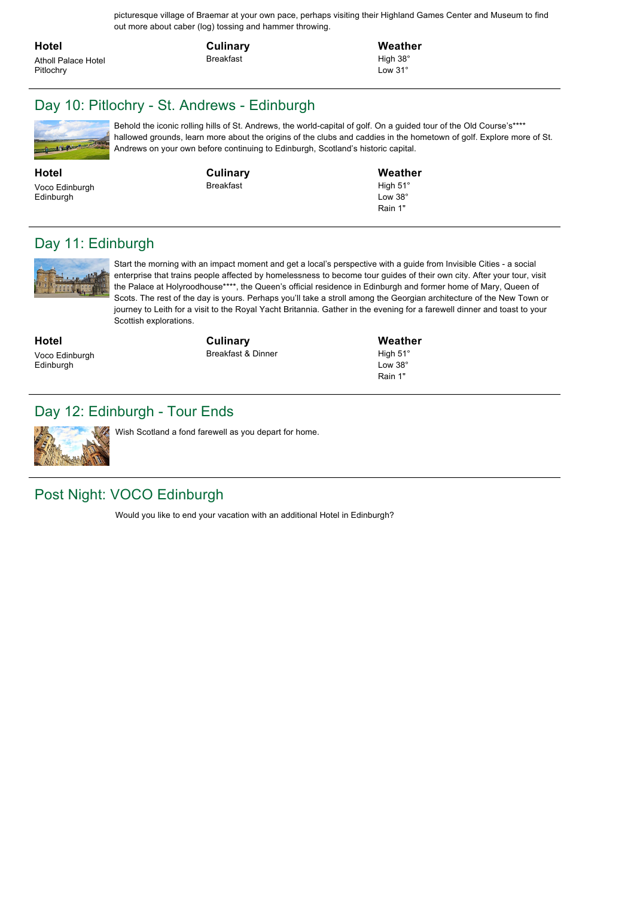picturesque village of Braemar at your own pace, perhaps visiting their Highland Games Center and Museum to find out more about caber (log) tossing and hammer throwing.

| Hotel | Culinary | Weather |
|---|---|---|
| Atholl Palace Hotel<br>Pitlochry | Breakfast | High 38°<br>Low 31° |

## Day 10: Pitlochry - St. Andrews - Edinburgh

Behold the iconic rolling hills of St. Andrews, the world-capital of golf. On a guided tour of the Old Course's**** hallowed grounds, learn more about the origins of the clubs and caddies in the hometown of golf. Explore more of St. Andrews on your own before continuing to Edinburgh, Scotland's historic capital.

| Hotel | Culinary | Weather |
|---|---|---|
| Voco Edinburgh<br>Edinburgh | Breakfast | High 51°<br>Low 38°<br>Rain 1" |

## Day 11: Edinburgh

Start the morning with an impact moment and get a local's perspective with a guide from Invisible Cities - a social enterprise that trains people affected by homelessness to become tour guides of their own city. After your tour, visit the Palace at Holyroodhouse****, the Queen's official residence in Edinburgh and former home of Mary, Queen of Scots. The rest of the day is yours. Perhaps you'll take a stroll among the Georgian architecture of the New Town or journey to Leith for a visit to the Royal Yacht Britannia. Gather in the evening for a farewell dinner and toast to your Scottish explorations.

| Hotel | Culinary | Weather |
|---|---|---|
| Voco Edinburgh<br>Edinburgh | Breakfast & Dinner | High 51°<br>Low 38°<br>Rain 1" |

## Day 12: Edinburgh - Tour Ends

Wish Scotland a fond farewell as you depart for home.

## Post Night: VOCO Edinburgh

Would you like to end your vacation with an additional Hotel in Edinburgh?